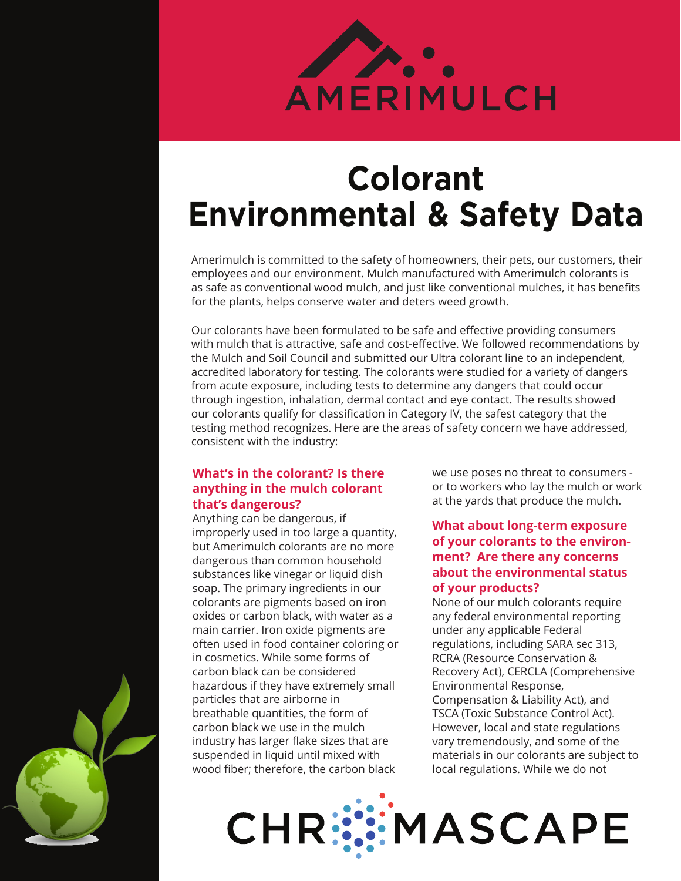AMERIMULCH

# Colorant Environmental & Safety Data

Amerimulch is committed to the safety of homeowners, their pets, our customers, their employees and our environment. Mulch manufactured with Amerimulch colorants is as safe as conventional wood mulch, and just like conventional mulches, it has benefits for the plants, helps conserve water and deters weed growth.

Our colorants have been formulated to be safe and effective providing consumers with mulch that is attractive, safe and cost-effective. We followed recommendations by the Mulch and Soil Council and submitted our Ultra colorant line to an independent, accredited laboratory for testing. The colorants were studied for a variety of dangers from acute exposure, including tests to determine any dangers that could occur through ingestion, inhalation, dermal contact and eye contact. The results showed our colorants qualify for classification in Category IV, the safest category that the testing method recognizes. Here are the areas of safety concern we have addressed, consistent with the industry:

### What's in the colorant? Is there anything in the mulch colorant that's dangerous?

Anything can be dangerous, if improperly used in too large a quantity, but Amerimulch colorants are no more dangerous than common household substances like vinegar or liquid dish soap. The primary ingredients in our colorants are pigments based on iron oxides or carbon black, with water as a main carrier. Iron oxide pigments are often used in food container coloring or in cosmetics. While some forms of carbon black can be considered hazardous if they have extremely small particles that are airborne in breathable quantities, the form of carbon black we use in the mulch industry has larger flake sizes that are suspended in liquid until mixed with wood fiber; therefore, the carbon black we use poses no threat to consumers - or to workers who lay the mulch or work at the yards that produce the mulch.

### What about long-term exposure of your colorants to the environment? Are there any concerns about the environmental status of your products?

None of our mulch colorants require any federal environmental reporting under any applicable Federal regulations, including SARA sec 313, RCRA (Resource Conservation & Recovery Act), CERCLA (Comprehensive Environmental Response, Compensation & Liability Act), and TSCA (Toxic Substance Control Act). However, local and state regulations vary tremendously, and some of the materials in our colorants are subject to local regulations. While we do not

CHROMASCAPE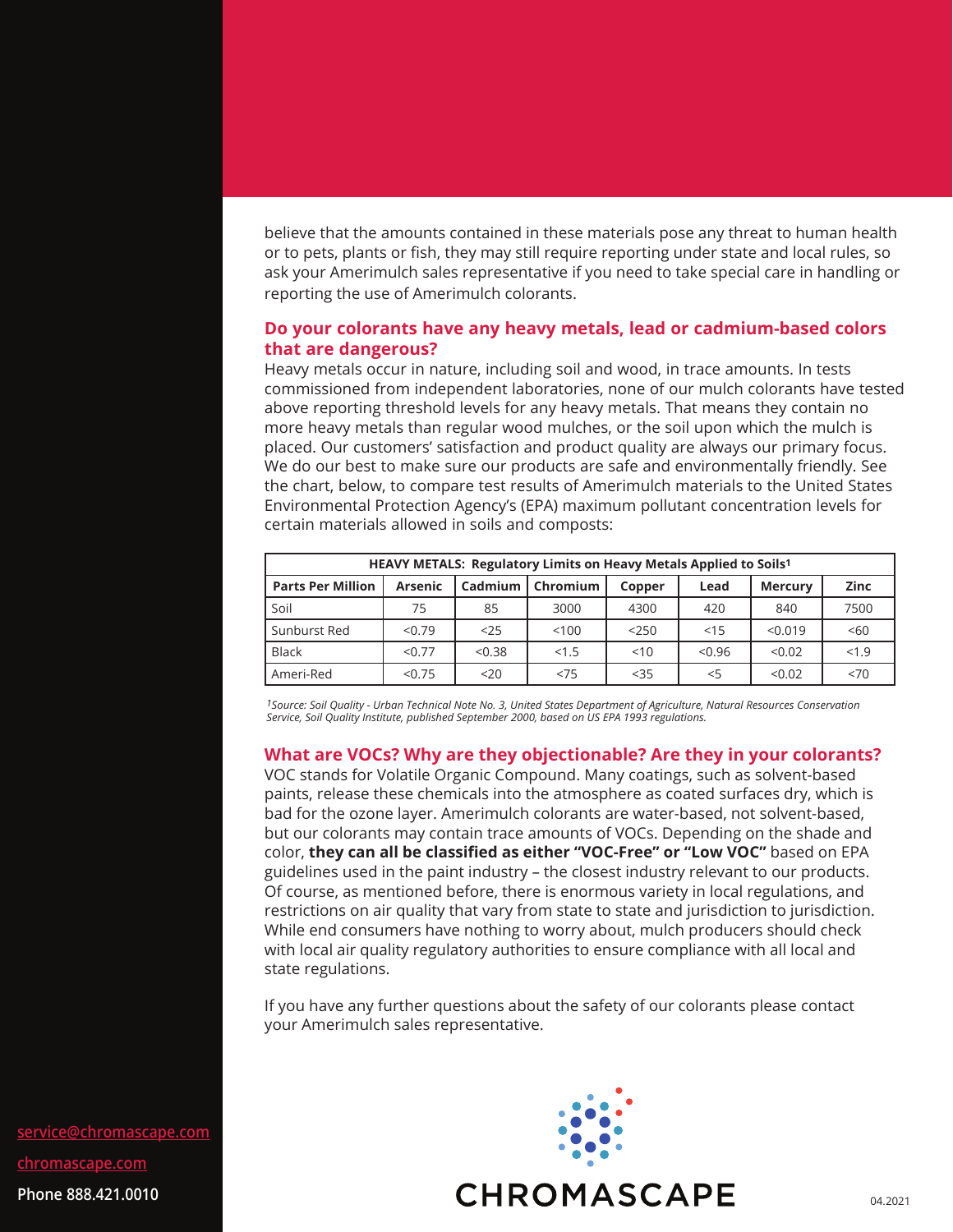believe that the amounts contained in these materials pose any threat to human health or to pets, plants or fish, they may still require reporting under state and local rules, so ask your Amerimulch sales representative if you need to take special care in handling or reporting the use of Amerimulch colorants.

## Do your colorants have any heavy metals, lead or cadmium-based colors that are dangerous?

Heavy metals occur in nature, including soil and wood, in trace amounts. In tests commissioned from independent laboratories, none of our mulch colorants have tested above reporting threshold levels for any heavy metals. That means they contain no more heavy metals than regular wood mulches, or the soil upon which the mulch is placed. Our customers' satisfaction and product quality are always our primary focus. We do our best to make sure our products are safe and environmentally friendly. See the chart, below, to compare test results of Amerimulch materials to the United States Environmental Protection Agency's (EPA) maximum pollutant concentration levels for certain materials allowed in soils and composts:

| HEAVY METALS: Regulatory Limits on Heavy Metals Applied to Soils[1] | | | | | | | |
|---|---|---|---|---|---|---|---|
| **Parts Per Million** | **Arsenic** | **Cadmium** | **Chromium** | **Copper** | **Lead** | **Mercury** | **Zinc** |
| Soil | 75 | 85 | 3000 | 4300 | 420 | 840 | 7500 |
| Sunburst Red | <0.79 | <25 | <100 | <250 | <15 | <0.019 | <60 |
| Black | <0.77 | <0.38 | <1.5 | <10 | <0.96 | <0.02 | <1.9 |
| Ameri-Red | <0.75 | <20 | <75 | <35 | <5 | <0.02 | <70 |

*[1]Source: Soil Quality - Urban Technical Note No. 3, United States Department of Agriculture, Natural Resources Conservation Service, Soil Quality Institute, published September 2000, based on US EPA 1993 regulations.*

## What are VOCs? Why are they objectionable? Are they in your colorants?

VOC stands for Volatile Organic Compound. Many coatings, such as solvent-based paints, release these chemicals into the atmosphere as coated surfaces dry, which is bad for the ozone layer. Amerimulch colorants are water-based, not solvent-based, but our colorants may contain trace amounts of VOCs. Depending on the shade and color, **they can all be classified as either "VOC-Free" or "Low VOC"** based on EPA guidelines used in the paint industry – the closest industry relevant to our products. Of course, as mentioned before, there is enormous variety in local regulations, and restrictions on air quality that vary from state to state and jurisdiction to jurisdiction. While end consumers have nothing to worry about, mulch producers should check with local air quality regulatory authorities to ensure compliance with all local and state regulations.

If you have any further questions about the safety of our colorants please contact your Amerimulch sales representative.

service@chromascape.com

chromascape.com

Phone 888.421.0010

CHROMASCAPE

04.2021